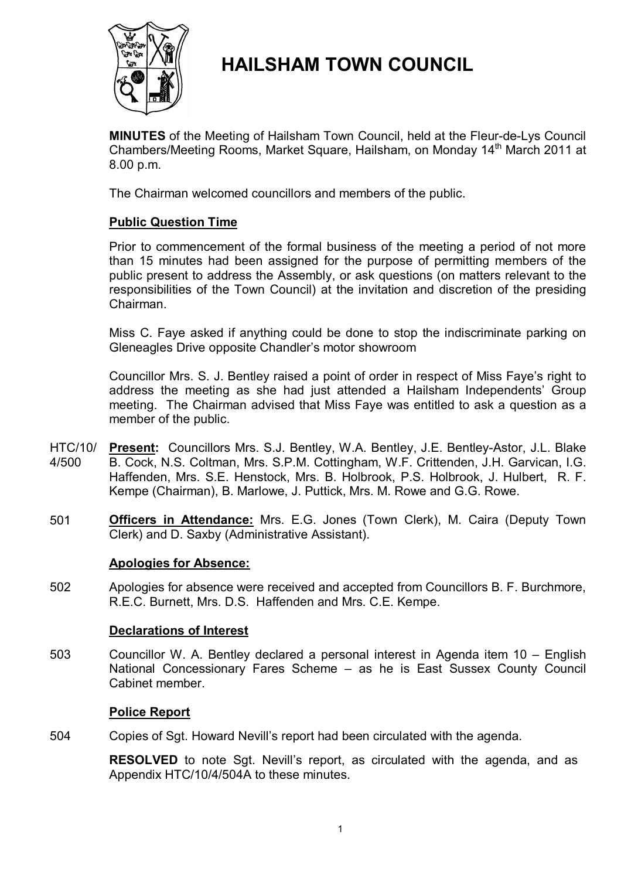# HAILSHAM TOWN COUNCIL

**MINUTES** of the Meeting of Hailsham Town Council, held at the Fleur-de-Lys Council Chambers/Meeting Rooms, Market Square, Hailsham, on Monday 14th March 2011 at 8.00 p.m.

The Chairman welcomed councillors and members of the public.

## Public Question Time

Prior to commencement of the formal business of the meeting a period of not more than 15 minutes had been assigned for the purpose of permitting members of the public present to address the Assembly, or ask questions (on matters relevant to the responsibilities of the Town Council) at the invitation and discretion of the presiding Chairman.

Miss C. Faye asked if anything could be done to stop the indiscriminate parking on Gleneagles Drive opposite Chandler's motor showroom

Councillor Mrs. S. J. Bentley raised a point of order in respect of Miss Faye's right to address the meeting as she had just attended a Hailsham Independents' Group meeting. The Chairman advised that Miss Faye was entitled to ask a question as a member of the public.

HTC/10/4/500 **Present:** Councillors Mrs. S.J. Bentley, W.A. Bentley, J.E. Bentley-Astor, J.L. Blake B. Cock, N.S. Coltman, Mrs. S.P.M. Cottingham, W.F. Crittenden, J.H. Garvican, I.G. Haffenden, Mrs. S.E. Henstock, Mrs. B. Holbrook, P.S. Holbrook, J. Hulbert, R. F. Kempe (Chairman), B. Marlowe, J. Puttick, Mrs. M. Rowe and G.G. Rowe.

501 **Officers in Attendance:** Mrs. E.G. Jones (Town Clerk), M. Caira (Deputy Town Clerk) and D. Saxby (Administrative Assistant).

## Apologies for Absence:

502 Apologies for absence were received and accepted from Councillors B. F. Burchmore, R.E.C. Burnett, Mrs. D.S. Haffenden and Mrs. C.E. Kempe.

## Declarations of Interest

503 Councillor W. A. Bentley declared a personal interest in Agenda item 10 – English National Concessionary Fares Scheme – as he is East Sussex County Council Cabinet member.

## Police Report

504 Copies of Sgt. Howard Nevill's report had been circulated with the agenda.

**RESOLVED** to note Sgt. Nevill's report, as circulated with the agenda, and as Appendix HTC/10/4/504A to these minutes.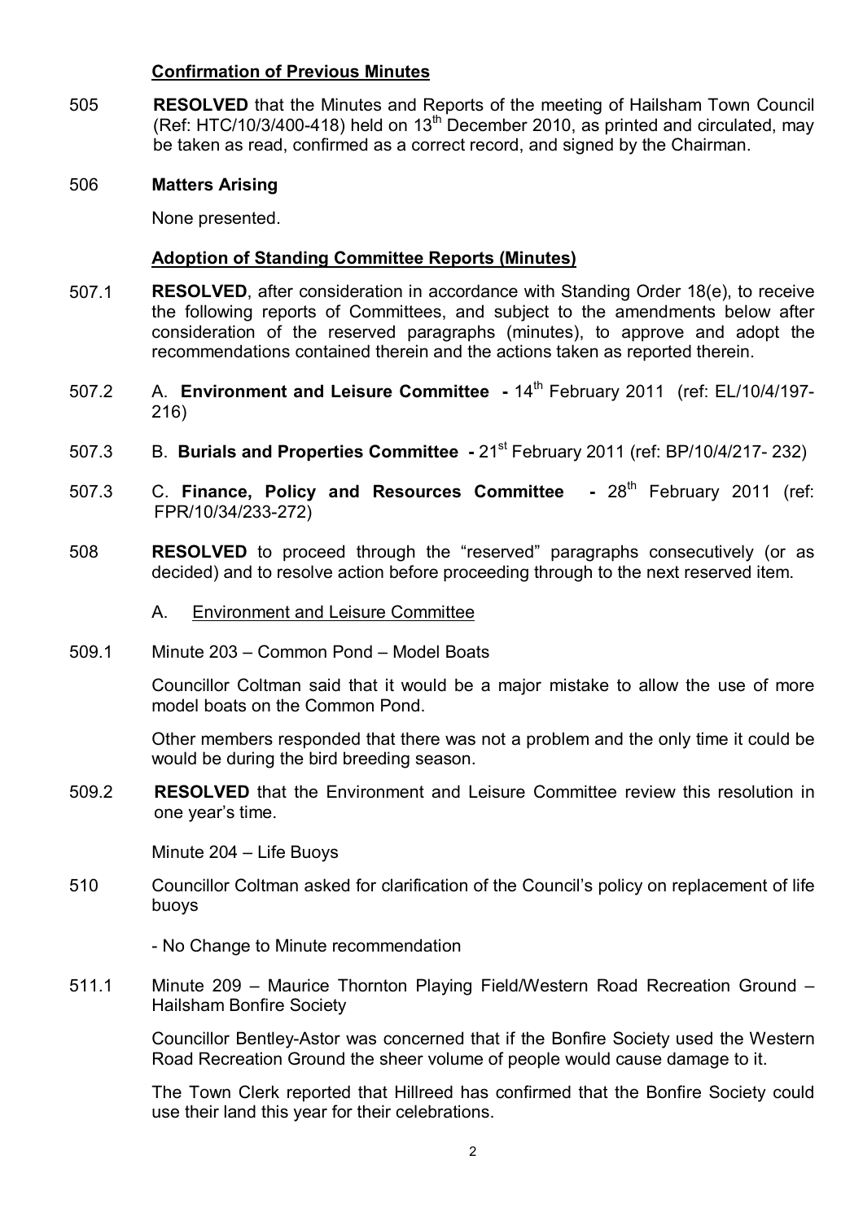**Confirmation of Previous Minutes**

505 **RESOLVED** that the Minutes and Reports of the meeting of Hailsham Town Council (Ref: HTC/10/3/400-418) held on 13th December 2010, as printed and circulated, may be taken as read, confirmed as a correct record, and signed by the Chairman.

506 **Matters Arising**

None presented.

**Adoption of Standing Committee Reports (Minutes)**

507.1 **RESOLVED**, after consideration in accordance with Standing Order 18(e), to receive the following reports of Committees, and subject to the amendments below after consideration of the reserved paragraphs (minutes), to approve and adopt the recommendations contained therein and the actions taken as reported therein.

507.2 A. **Environment and Leisure Committee -** 14th February 2011 (ref: EL/10/4/197-216)

507.3 B. **Burials and Properties Committee -** 21st February 2011 (ref: BP/10/4/217- 232)

507.3 C. **Finance, Policy and Resources Committee -** 28th February 2011 (ref: FPR/10/34/233-272)

508 **RESOLVED** to proceed through the "reserved" paragraphs consecutively (or as decided) and to resolve action before proceeding through to the next reserved item.

A. Environment and Leisure Committee

509.1 Minute 203 – Common Pond – Model Boats

Councillor Coltman said that it would be a major mistake to allow the use of more model boats on the Common Pond.

Other members responded that there was not a problem and the only time it could be would be during the bird breeding season.

509.2 **RESOLVED** that the Environment and Leisure Committee review this resolution in one year's time.

Minute 204 – Life Buoys

510 Councillor Coltman asked for clarification of the Council's policy on replacement of life buoys

- No Change to Minute recommendation

511.1 Minute 209 – Maurice Thornton Playing Field/Western Road Recreation Ground – Hailsham Bonfire Society

Councillor Bentley-Astor was concerned that if the Bonfire Society used the Western Road Recreation Ground the sheer volume of people would cause damage to it.

The Town Clerk reported that Hillreed has confirmed that the Bonfire Society could use their land this year for their celebrations.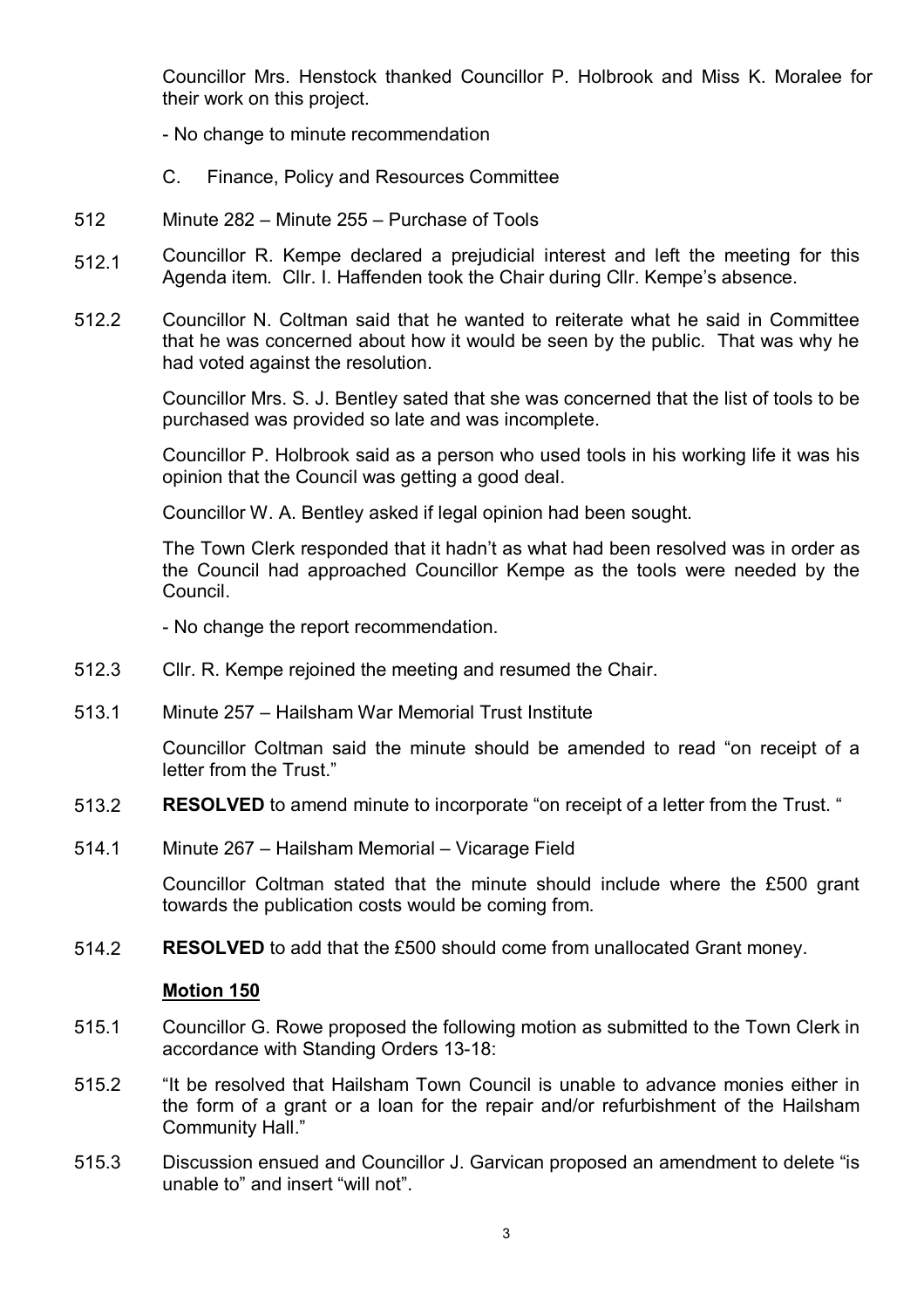Councillor Mrs. Henstock thanked Councillor P. Holbrook and Miss K. Moralee for their work on this project.

- No change to minute recommendation

C. Finance, Policy and Resources Committee

512 Minute 282 – Minute 255 – Purchase of Tools

512.1 Councillor R. Kempe declared a prejudicial interest and left the meeting for this Agenda item. Cllr. I. Haffenden took the Chair during Cllr. Kempe's absence.

512.2 Councillor N. Coltman said that he wanted to reiterate what he said in Committee that he was concerned about how it would be seen by the public. That was why he had voted against the resolution.

Councillor Mrs. S. J. Bentley sated that she was concerned that the list of tools to be purchased was provided so late and was incomplete.

Councillor P. Holbrook said as a person who used tools in his working life it was his opinion that the Council was getting a good deal.

Councillor W. A. Bentley asked if legal opinion had been sought.

The Town Clerk responded that it hadn't as what had been resolved was in order as the Council had approached Councillor Kempe as the tools were needed by the Council.

- No change the report recommendation.

512.3 Cllr. R. Kempe rejoined the meeting and resumed the Chair.

513.1 Minute 257 – Hailsham War Memorial Trust Institute

Councillor Coltman said the minute should be amended to read "on receipt of a letter from the Trust."

513.2 **RESOLVED** to amend minute to incorporate "on receipt of a letter from the Trust. "

514.1 Minute 267 – Hailsham Memorial – Vicarage Field

Councillor Coltman stated that the minute should include where the £500 grant towards the publication costs would be coming from.

514.2 **RESOLVED** to add that the £500 should come from unallocated Grant money.

**Motion 150**

515.1 Councillor G. Rowe proposed the following motion as submitted to the Town Clerk in accordance with Standing Orders 13-18:

515.2 "It be resolved that Hailsham Town Council is unable to advance monies either in the form of a grant or a loan for the repair and/or refurbishment of the Hailsham Community Hall."

515.3 Discussion ensued and Councillor J. Garvican proposed an amendment to delete "is unable to" and insert "will not".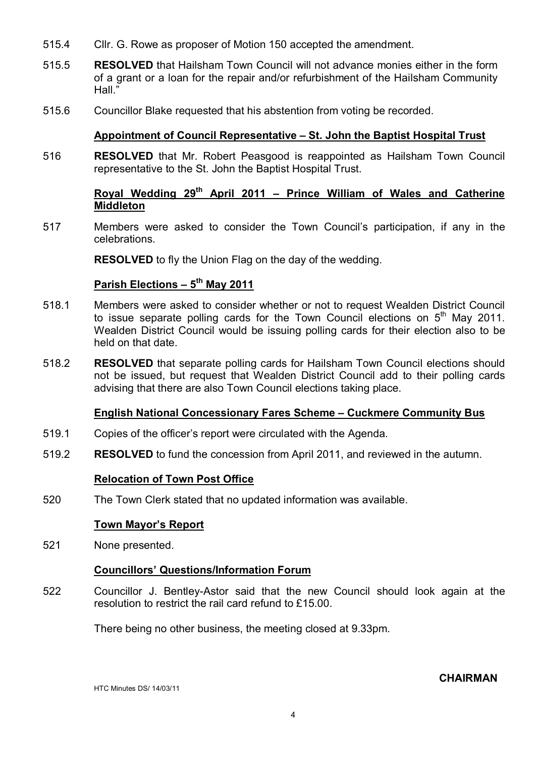515.4 Cllr. G. Rowe as proposer of Motion 150 accepted the amendment.

515.5 **RESOLVED** that Hailsham Town Council will not advance monies either in the form of a grant or a loan for the repair and/or refurbishment of the Hailsham Community Hall."

515.6 Councillor Blake requested that his abstention from voting be recorded.

## Appointment of Council Representative – St. John the Baptist Hospital Trust

516 **RESOLVED** that Mr. Robert Peasgood is reappointed as Hailsham Town Council representative to the St. John the Baptist Hospital Trust.

## Royal Wedding 29th April 2011 – Prince William of Wales and Catherine Middleton

517 Members were asked to consider the Town Council's participation, if any in the celebrations.

**RESOLVED** to fly the Union Flag on the day of the wedding.

## Parish Elections – 5th May 2011

518.1 Members were asked to consider whether or not to request Wealden District Council to issue separate polling cards for the Town Council elections on 5th May 2011. Wealden District Council would be issuing polling cards for their election also to be held on that date.

518.2 **RESOLVED** that separate polling cards for Hailsham Town Council elections should not be issued, but request that Wealden District Council add to their polling cards advising that there are also Town Council elections taking place.

## English National Concessionary Fares Scheme – Cuckmere Community Bus

519.1 Copies of the officer's report were circulated with the Agenda.

519.2 **RESOLVED** to fund the concession from April 2011, and reviewed in the autumn.

## Relocation of Town Post Office

520 The Town Clerk stated that no updated information was available.

## Town Mayor's Report

521 None presented.

## Councillors' Questions/Information Forum

522 Councillor J. Bentley-Astor said that the new Council should look again at the resolution to restrict the rail card refund to £15.00.

There being no other business, the meeting closed at 9.33pm.

**CHAIRMAN**

HTC Minutes DS/ 14/03/11